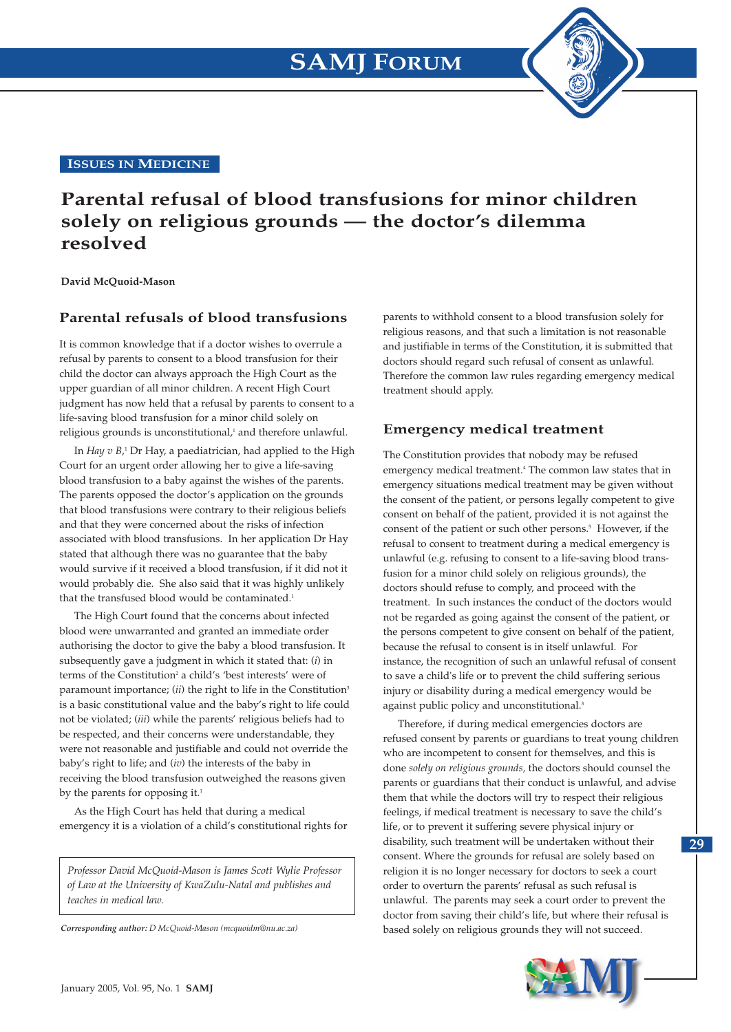# Parental refusal of blood transfusions for minor children solely on religious grounds — the doctor's dilemma resolved

**David McQuoid-Mason**

## Parental refusals of blood transfusions

It is common knowledge that if a doctor wishes to overrule a refusal by parents to consent to a blood transfusion for their child the doctor can always approach the High Court as the upper guardian of all minor children. A recent High Court judgment has now held that a refusal by parents to consent to a life-saving blood transfusion for a minor child solely on religious grounds is unconstitutional,[1] and therefore unlawful.

In *Hay v B*,[1] Dr Hay, a paediatrician, had applied to the High Court for an urgent order allowing her to give a life-saving blood transfusion to a baby against the wishes of the parents. The parents opposed the doctor's application on the grounds that blood transfusions were contrary to their religious beliefs and that they were concerned about the risks of infection associated with blood transfusions. In her application Dr Hay stated that although there was no guarantee that the baby would survive if it received a blood transfusion, if it did not it would probably die. She also said that it was highly unlikely that the transfused blood would be contaminated.[1]

The High Court found that the concerns about infected blood were unwarranted and granted an immediate order authorising the doctor to give the baby a blood transfusion. It subsequently gave a judgment in which it stated that: (*i*) in terms of the Constitution[2] a child's 'best interests' were of paramount importance; (*ii*) the right to life in the Constitution[3] is a basic constitutional value and the baby's right to life could not be violated; (*iii*) while the parents' religious beliefs had to be respected, and their concerns were understandable, they were not reasonable and justifiable and could not override the baby's right to life; and (*iv*) the interests of the baby in receiving the blood transfusion outweighed the reasons given by the parents for opposing it.[1]

As the High Court has held that during a medical emergency it is a violation of a child's constitutional rights for parents to withhold consent to a blood transfusion solely for religious reasons, and that such a limitation is not reasonable and justifiable in terms of the Constitution, it is submitted that doctors should regard such refusal of consent as unlawful. Therefore the common law rules regarding emergency medical treatment should apply.

## Emergency medical treatment

The Constitution provides that nobody may be refused emergency medical treatment.[4] The common law states that in emergency situations medical treatment may be given without the consent of the patient, or persons legally competent to give consent on behalf of the patient, provided it is not against the consent of the patient or such other persons.[5] However, if the refusal to consent to treatment during a medical emergency is unlawful (e.g. refusing to consent to a life-saving blood transfusion for a minor child solely on religious grounds), the doctors should refuse to comply, and proceed with the treatment. In such instances the conduct of the doctors would not be regarded as going against the consent of the patient, or the persons competent to give consent on behalf of the patient, because the refusal to consent is in itself unlawful. For instance, the recognition of such an unlawful refusal of consent to save a child's life or to prevent the child suffering serious injury or disability during a medical emergency would be against public policy and unconstitutional.[3]

Therefore, if during medical emergencies doctors are refused consent by parents or guardians to treat young children who are incompetent to consent for themselves, and this is done *solely on religious grounds*, the doctors should counsel the parents or guardians that their conduct is unlawful, and advise them that while the doctors will try to respect their religious feelings, if medical treatment is necessary to save the child's life, or to prevent it suffering severe physical injury or disability, such treatment will be undertaken without their consent. Where the grounds for refusal are solely based on religion it is no longer necessary for doctors to seek a court order to overturn the parents' refusal as such refusal is unlawful. The parents may seek a court order to prevent the doctor from saving their child's life, but where their refusal is based solely on religious grounds they will not succeed.

*Professor David McQuoid-Mason is James Scott Wylie Professor of Law at the University of KwaZulu-Natal and publishes and teaches in medical law.*

***Corresponding author:*** *D McQuoid-Mason (mcquoidm@nu.ac.za)*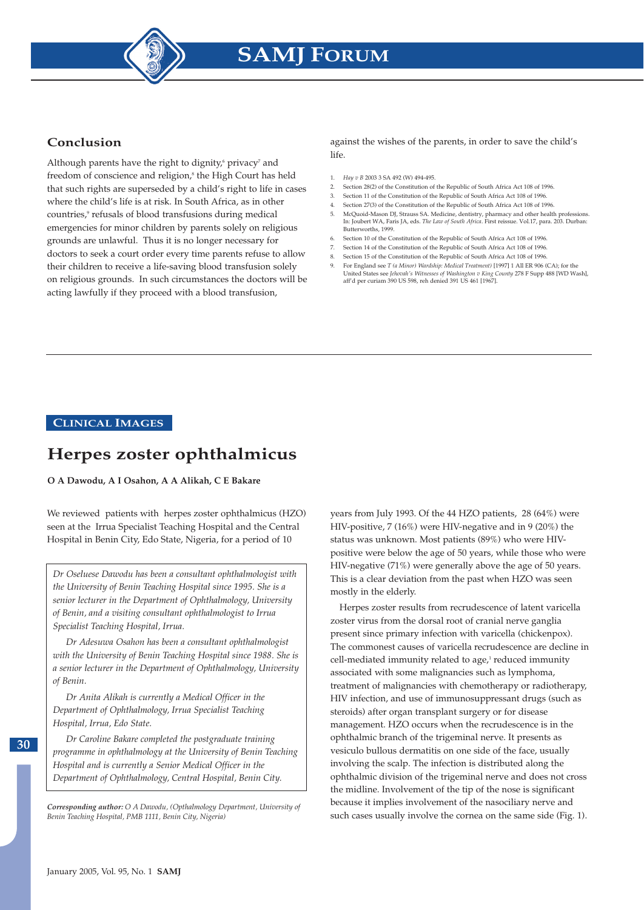## Conclusion

Although parents have the right to dignity,[6] privacy[7] and freedom of conscience and religion,[8] the High Court has held that such rights are superseded by a child's right to life in cases where the child's life is at risk. In South Africa, as in other countries,[9] refusals of blood transfusions during medical emergencies for minor children by parents solely on religious grounds are unlawful. Thus it is no longer necessary for doctors to seek a court order every time parents refuse to allow their children to receive a life-saving blood transfusion solely on religious grounds. In such circumstances the doctors will be acting lawfully if they proceed with a blood transfusion, against the wishes of the parents, in order to save the child's life.

1. *Hay v B* 2003 3 SA 492 (W) 494-495.
2. Section 28(2) of the Constitution of the Republic of South Africa Act 108 of 1996.
3. Section 11 of the Constitution of the Republic of South Africa Act 108 of 1996.
4. Section 27(3) of the Constitution of the Republic of South Africa Act 108 of 1996.
5. McQuoid-Mason DJ, Strauss SA. Medicine, dentistry, pharmacy and other health professions. In: Joubert WA, Faris JA, eds. *The Law of South Africa*. First reissue. Vol.17, para. 203. Durban: Butterworths, 1999.
6. Section 10 of the Constitution of the Republic of South Africa Act 108 of 1996.
7. Section 14 of the Constitution of the Republic of South Africa Act 108 of 1996.
8. Section 15 of the Constitution of the Republic of South Africa Act 108 of 1996.
9. For England see *T (a Minor) Wardship: Medical Treatment)* [1997] 1 All ER 906 (CA); for the United States see *Jehovah's Witnesses of Washington v King County* 278 F Supp 488 [WD Wash], aff'd per curiam 390 US 598, reh denied 391 US 461 [1967].

---

CLINICAL IMAGES

# Herpes zoster ophthalmicus

**O A Dawodu, A I Osahon, A A Alikah, C E Bakare**

We reviewed patients with herpes zoster ophthalmicus (HZO) seen at the Irrua Specialist Teaching Hospital and the Central Hospital in Benin City, Edo State, Nigeria, for a period of 10 years from July 1993. Of the 44 HZO patients, 28 (64%) were HIV-positive, 7 (16%) were HIV-negative and in 9 (20%) the status was unknown. Most patients (89%) who were HIV-positive were below the age of 50 years, while those who were HIV-negative (71%) were generally above the age of 50 years. This is a clear deviation from the past when HZO was seen mostly in the elderly.

Herpes zoster results from recrudescence of latent varicella zoster virus from the dorsal root of cranial nerve ganglia present since primary infection with varicella (chickenpox). The commonest causes of varicella recrudescence are decline in cell-mediated immunity related to age,[1] reduced immunity associated with some malignancies such as lymphoma, treatment of malignancies with chemotherapy or radiotherapy, HIV infection, and use of immunosuppressant drugs (such as steroids) after organ transplant surgery or for disease management. HZO occurs when the recrudescence is in the ophthalmic branch of the trigeminal nerve. It presents as vesiculo bullous dermatitis on one side of the face, usually involving the scalp. The infection is distributed along the ophthalmic division of the trigeminal nerve and does not cross the midline. Involvement of the tip of the nose is significant because it implies involvement of the nasociliary nerve and such cases usually involve the cornea on the same side (Fig. 1).

*Dr Oseluese Dawodu has been a consultant ophthalmologist with the University of Benin Teaching Hospital since 1995. She is a senior lecturer in the Department of Ophthalmology, University of Benin, and a visiting consultant ophthalmologist to Irrua Specialist Teaching Hospital, Irrua.*

*Dr Adesuwa Osahon has been a consultant ophthalmologist with the University of Benin Teaching Hospital since 1988. She is a senior lecturer in the Department of Ophthalmology, University of Benin.*

*Dr Anita Alikah is currently a Medical Officer in the Department of Ophthalmology, Irrua Specialist Teaching Hospital, Irrua, Edo State.*

*Dr Caroline Bakare completed the postgraduate training programme in ophthalmology at the University of Benin Teaching Hospital and is currently a Senior Medical Officer in the Department of Ophthalmology, Central Hospital, Benin City.*

***Corresponding author:*** *O A Dawodu, (Opthalmology Department, University of Benin Teaching Hospital, PMB 1111, Benin City, Nigeria)*